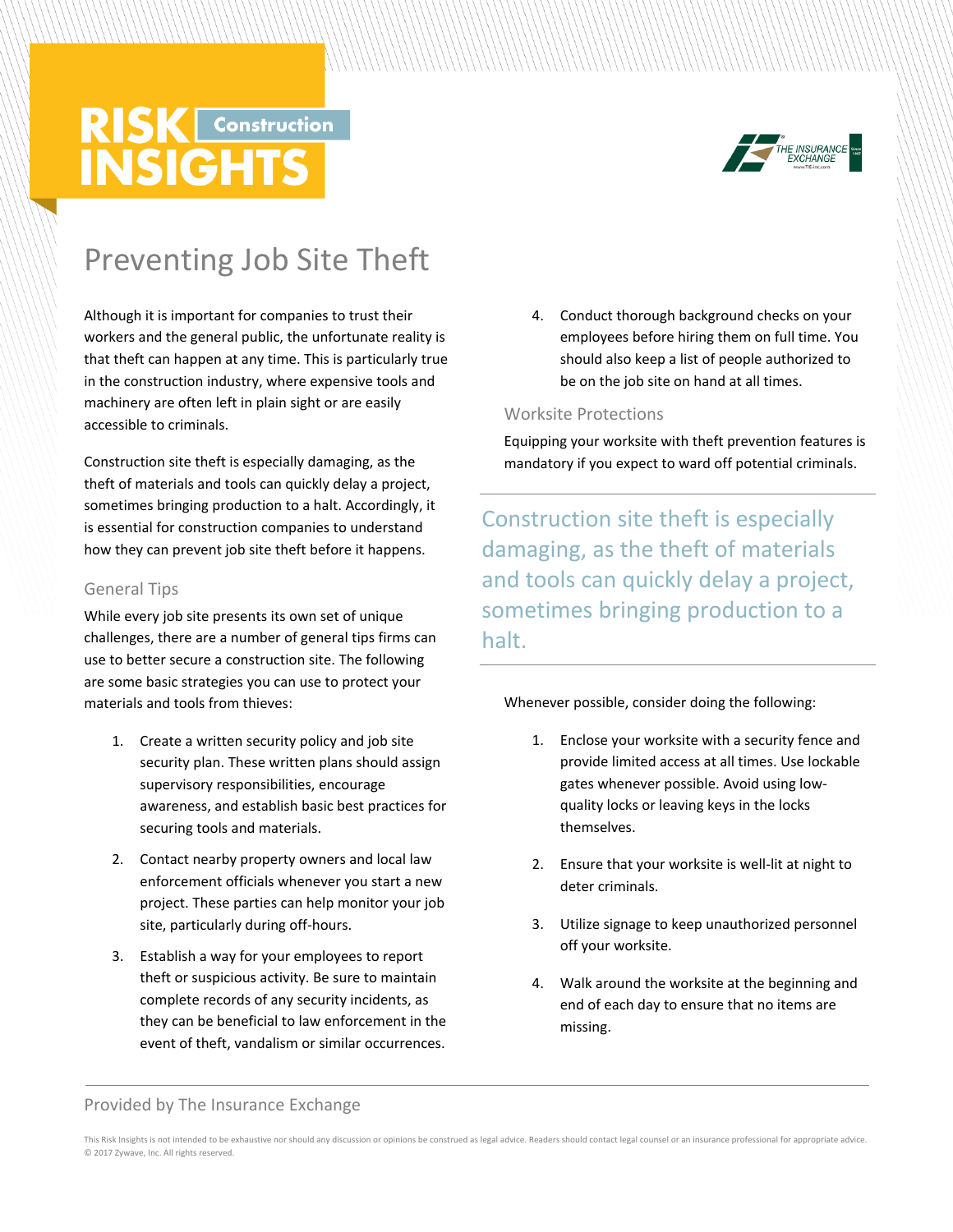# Preventing Job Site Theft

Although it is important for companies to trust their workers and the general public, the unfortunate reality is that theft can happen at any time. This is particularly true in the construction industry, where expensive tools and machinery are often left in plain sight or are easily accessible to criminals.

Construction site theft is especially damaging, as the theft of materials and tools can quickly delay a project, sometimes bringing production to a halt. Accordingly, it is essential for construction companies to understand how they can prevent job site theft before it happens.

## General Tips

While every job site presents its own set of unique challenges, there are a number of general tips firms can use to better secure a construction site. The following are some basic strategies you can use to protect your materials and tools from thieves:

1. Create a written security policy and job site security plan. These written plans should assign supervisory responsibilities, encourage awareness, and establish basic best practices for securing tools and materials.
2. Contact nearby property owners and local law enforcement officials whenever you start a new project. These parties can help monitor your job site, particularly during off-hours.
3. Establish a way for your employees to report theft or suspicious activity. Be sure to maintain complete records of any security incidents, as they can be beneficial to law enforcement in the event of theft, vandalism or similar occurrences.
4. Conduct thorough background checks on your employees before hiring them on full time. You should also keep a list of people authorized to be on the job site on hand at all times.

## Worksite Protections

Equipping your worksite with theft prevention features is mandatory if you expect to ward off potential criminals.

> Construction site theft is especially damaging, as the theft of materials and tools can quickly delay a project, sometimes bringing production to a halt.

Whenever possible, consider doing the following:

1. Enclose your worksite with a security fence and provide limited access at all times. Use lockable gates whenever possible. Avoid using low-quality locks or leaving keys in the locks themselves.
2. Ensure that your worksite is well-lit at night to deter criminals.
3. Utilize signage to keep unauthorized personnel off your worksite.
4. Walk around the worksite at the beginning and end of each day to ensure that no items are missing.

Provided by The Insurance Exchange

This Risk Insights is not intended to be exhaustive nor should any discussion or opinions be construed as legal advice. Readers should contact legal counsel or an insurance professional for appropriate advice. © 2017 Zywave, Inc. All rights reserved.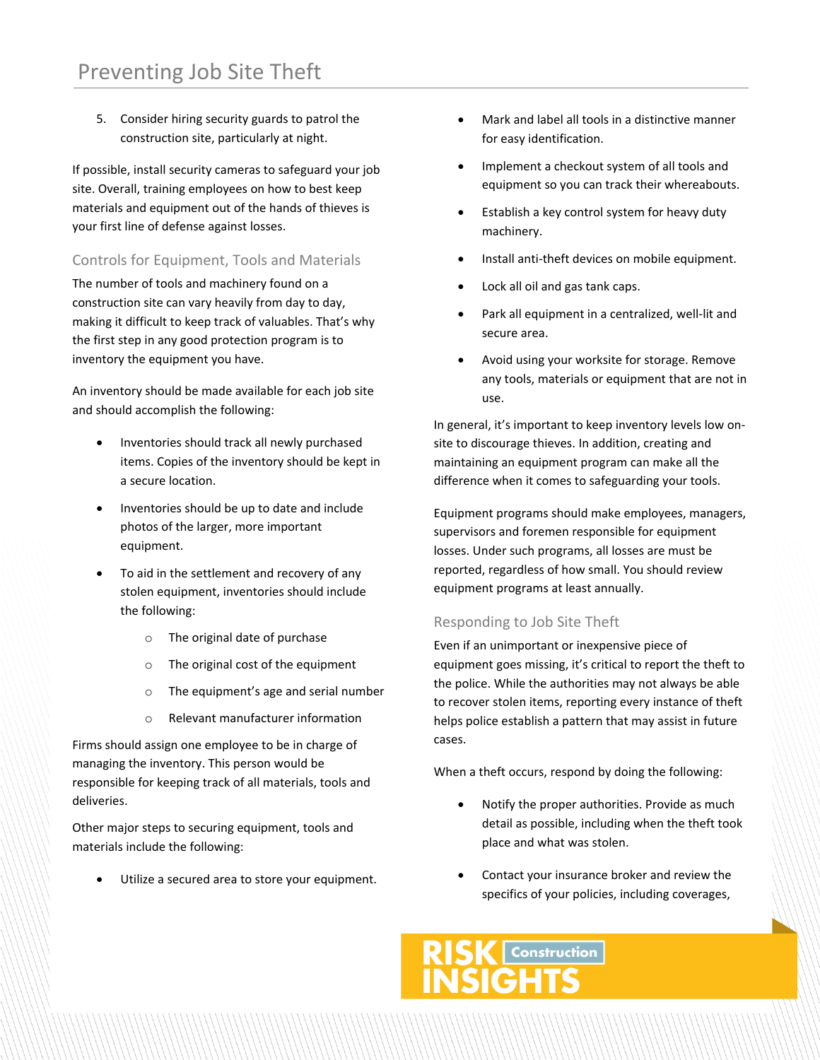5. Consider hiring security guards to patrol the construction site, particularly at night.

If possible, install security cameras to safeguard your job site. Overall, training employees on how to best keep materials and equipment out of the hands of thieves is your first line of defense against losses.

## Controls for Equipment, Tools and Materials

The number of tools and machinery found on a construction site can vary heavily from day to day, making it difficult to keep track of valuables. That's why the first step in any good protection program is to inventory the equipment you have.

An inventory should be made available for each job site and should accomplish the following:

- Inventories should track all newly purchased items. Copies of the inventory should be kept in a secure location.
- Inventories should be up to date and include photos of the larger, more important equipment.
- To aid in the settlement and recovery of any stolen equipment, inventories should include the following:
  - The original date of purchase
  - The original cost of the equipment
  - The equipment's age and serial number
  - Relevant manufacturer information

Firms should assign one employee to be in charge of managing the inventory. This person would be responsible for keeping track of all materials, tools and deliveries.

Other major steps to securing equipment, tools and materials include the following:

- Utilize a secured area to store your equipment.
- Mark and label all tools in a distinctive manner for easy identification.
- Implement a checkout system of all tools and equipment so you can track their whereabouts.
- Establish a key control system for heavy duty machinery.
- Install anti-theft devices on mobile equipment.
- Lock all oil and gas tank caps.
- Park all equipment in a centralized, well-lit and secure area.
- Avoid using your worksite for storage. Remove any tools, materials or equipment that are not in use.

In general, it's important to keep inventory levels low on-site to discourage thieves. In addition, creating and maintaining an equipment program can make all the difference when it comes to safeguarding your tools.

Equipment programs should make employees, managers, supervisors and foremen responsible for equipment losses. Under such programs, all losses are must be reported, regardless of how small. You should review equipment programs at least annually.

## Responding to Job Site Theft

Even if an unimportant or inexpensive piece of equipment goes missing, it's critical to report the theft to the police. While the authorities may not always be able to recover stolen items, reporting every instance of theft helps police establish a pattern that may assist in future cases.

When a theft occurs, respond by doing the following:

- Notify the proper authorities. Provide as much detail as possible, including when the theft took place and what was stolen.
- Contact your insurance broker and review the specifics of your policies, including coverages,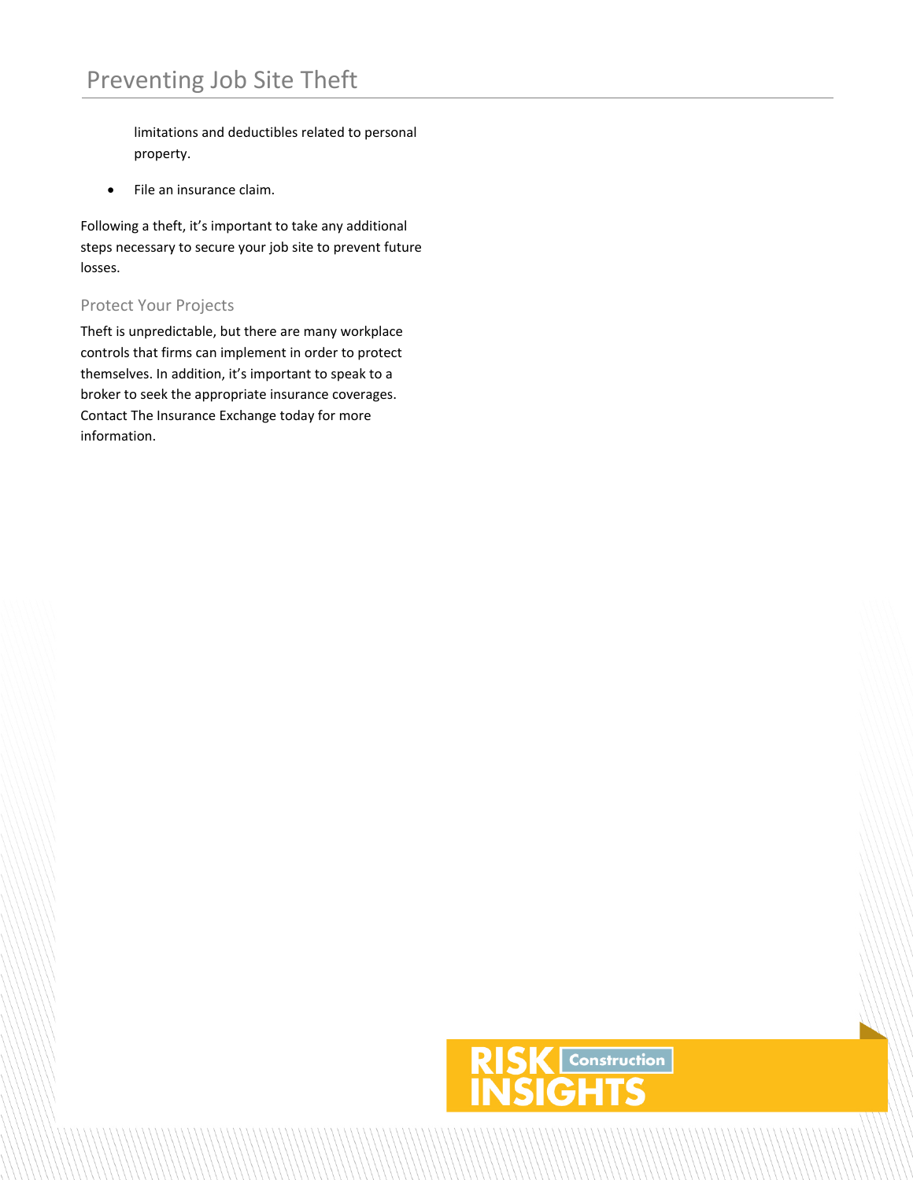limitations and deductibles related to personal property.

- File an insurance claim.

Following a theft, it's important to take any additional steps necessary to secure your job site to prevent future losses.

## Protect Your Projects

Theft is unpredictable, but there are many workplace controls that firms can implement in order to protect themselves. In addition, it's important to speak to a broker to seek the appropriate insurance coverages. Contact The Insurance Exchange today for more information.